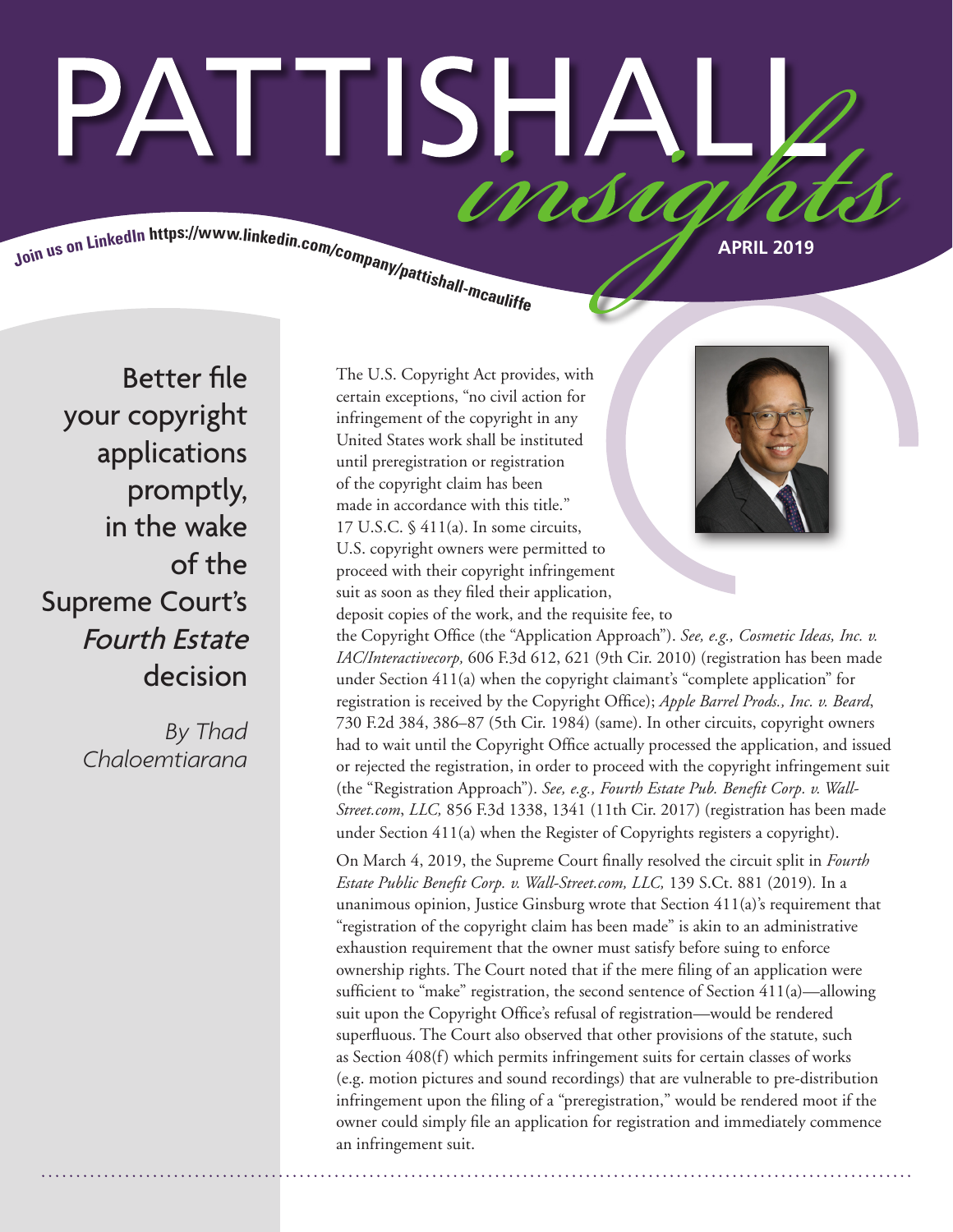# PATTISHALL *insights*

Join us on LinkedIn https://www.linkedin.com/company/pattishall-mcauliffe

APRIL 2019

## Better file your copyright applications promptly, in the wake of the Supreme Court's *Fourth Estate* decision

*By Thad Chaloemtiarana*

The U.S. Copyright Act provides, with certain exceptions, "no civil action for infringement of the copyright in any United States work shall be instituted until preregistration or registration of the copyright claim has been made in accordance with this title." 17 U.S.C. § 411(a). In some circuits, U.S. copyright owners were permitted to proceed with their copyright infringement suit as soon as they filed their application, deposit copies of the work, and the requisite fee, to the Copyright Office (the "Application Approach"). *See, e.g., Cosmetic Ideas, Inc. v. IAC/Interactivecorp,* 606 F.3d 612, 621 (9th Cir. 2010) (registration has been made under Section 411(a) when the copyright claimant's "complete application" for registration is received by the Copyright Office); *Apple Barrel Prods., Inc. v. Beard*, 730 F.2d 384, 386–87 (5th Cir. 1984) (same). In other circuits, copyright owners had to wait until the Copyright Office actually processed the application, and issued or rejected the registration, in order to proceed with the copyright infringement suit (the "Registration Approach"). *See, e.g., Fourth Estate Pub. Benefit Corp. v. Wall-Street.com, LLC,* 856 F.3d 1338, 1341 (11th Cir. 2017) (registration has been made under Section 411(a) when the Register of Copyrights registers a copyright).

On March 4, 2019, the Supreme Court finally resolved the circuit split in *Fourth Estate Public Benefit Corp. v. Wall-Street.com, LLC,* 139 S.Ct. 881 (2019). In a unanimous opinion, Justice Ginsburg wrote that Section 411(a)'s requirement that "registration of the copyright claim has been made" is akin to an administrative exhaustion requirement that the owner must satisfy before suing to enforce ownership rights. The Court noted that if the mere filing of an application were sufficient to "make" registration, the second sentence of Section 411(a)—allowing suit upon the Copyright Office's refusal of registration—would be rendered superfluous. The Court also observed that other provisions of the statute, such as Section 408(f) which permits infringement suits for certain classes of works (e.g. motion pictures and sound recordings) that are vulnerable to pre-distribution infringement upon the filing of a "preregistration," would be rendered moot if the owner could simply file an application for registration and immediately commence an infringement suit.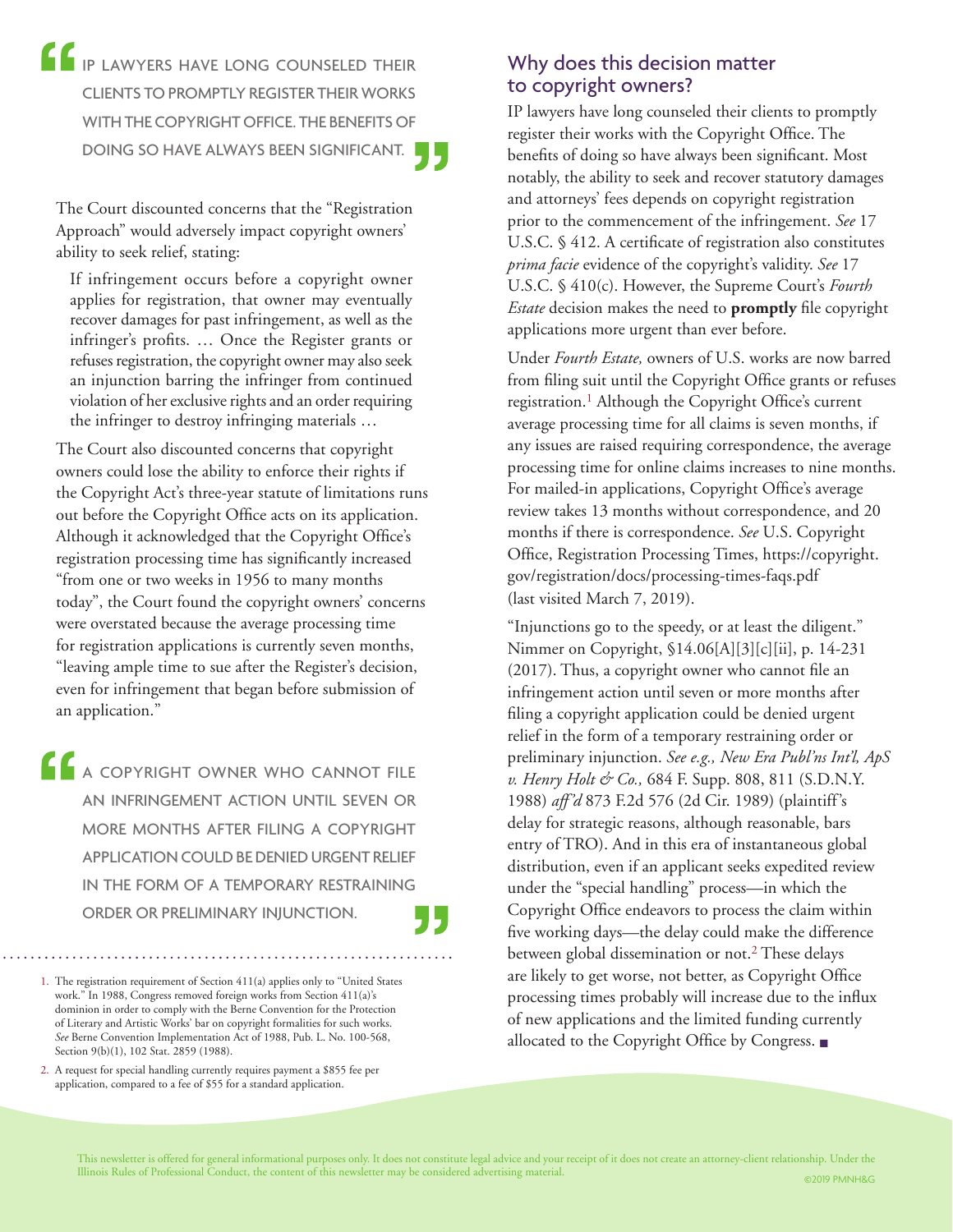> IP LAWYERS HAVE LONG COUNSELED THEIR CLIENTS TO PROMPTLY REGISTER THEIR WORKS WITH THE COPYRIGHT OFFICE. THE BENEFITS OF DOING SO HAVE ALWAYS BEEN SIGNIFICANT.

The Court discounted concerns that the "Registration Approach" would adversely impact copyright owners' ability to seek relief, stating:

> If infringement occurs before a copyright owner applies for registration, that owner may eventually recover damages for past infringement, as well as the infringer's profits. … Once the Register grants or refuses registration, the copyright owner may also seek an injunction barring the infringer from continued violation of her exclusive rights and an order requiring the infringer to destroy infringing materials …

The Court also discounted concerns that copyright owners could lose the ability to enforce their rights if the Copyright Act's three-year statute of limitations runs out before the Copyright Office acts on its application. Although it acknowledged that the Copyright Office's registration processing time has significantly increased "from one or two weeks in 1956 to many months today", the Court found the copyright owners' concerns were overstated because the average processing time for registration applications is currently seven months, "leaving ample time to sue after the Register's decision, even for infringement that began before submission of an application."

> A COPYRIGHT OWNER WHO CANNOT FILE AN INFRINGEMENT ACTION UNTIL SEVEN OR MORE MONTHS AFTER FILING A COPYRIGHT APPLICATION COULD BE DENIED URGENT RELIEF IN THE FORM OF A TEMPORARY RESTRAINING ORDER OR PRELIMINARY INJUNCTION.

## Why does this decision matter to copyright owners?

IP lawyers have long counseled their clients to promptly register their works with the Copyright Office. The benefits of doing so have always been significant. Most notably, the ability to seek and recover statutory damages and attorneys' fees depends on copyright registration prior to the commencement of the infringement. *See* 17 U.S.C. § 412. A certificate of registration also constitutes *prima facie* evidence of the copyright's validity. *See* 17 U.S.C. § 410(c). However, the Supreme Court's *Fourth Estate* decision makes the need to **promptly** file copyright applications more urgent than ever before.

Under *Fourth Estate,* owners of U.S. works are now barred from filing suit until the Copyright Office grants or refuses registration.[1] Although the Copyright Office's current average processing time for all claims is seven months, if any issues are raised requiring correspondence, the average processing time for online claims increases to nine months. For mailed-in applications, Copyright Office's average review takes 13 months without correspondence, and 20 months if there is correspondence. *See* U.S. Copyright Office, Registration Processing Times, https://copyright.gov/registration/docs/processing-times-faqs.pdf (last visited March 7, 2019).

"Injunctions go to the speedy, or at least the diligent." Nimmer on Copyright, §14.06[A][3][c][ii], p. 14-231 (2017). Thus, a copyright owner who cannot file an infringement action until seven or more months after filing a copyright application could be denied urgent relief in the form of a temporary restraining order or preliminary injunction. *See e.g., New Era Publ'ns Int'l, ApS v. Henry Holt & Co.,* 684 F. Supp. 808, 811 (S.D.N.Y. 1988) *aff'd* 873 F.2d 576 (2d Cir. 1989) (plaintiff's delay for strategic reasons, although reasonable, bars entry of TRO). And in this era of instantaneous global distribution, even if an applicant seeks expedited review under the "special handling" process—in which the Copyright Office endeavors to process the claim within five working days—the delay could make the difference between global dissemination or not.[2] These delays are likely to get worse, not better, as Copyright Office processing times probably will increase due to the influx of new applications and the limited funding currently allocated to the Copyright Office by Congress. ■

---

1. The registration requirement of Section 411(a) applies only to "United States work." In 1988, Congress removed foreign works from Section 411(a)'s dominion in order to comply with the Berne Convention for the Protection of Literary and Artistic Works' bar on copyright formalities for such works. *See* Berne Convention Implementation Act of 1988, Pub. L. No. 100-568, Section 9(b)(1), 102 Stat. 2859 (1988).
2. A request for special handling currently requires payment a $855 fee per application, compared to a fee of $55 for a standard application.

This newsletter is offered for general informational purposes only. It does not constitute legal advice and your receipt of it does not create an attorney-client relationship. Under the Illinois Rules of Professional Conduct, the content of this newsletter may be considered advertising material.

©2019 PMNH&G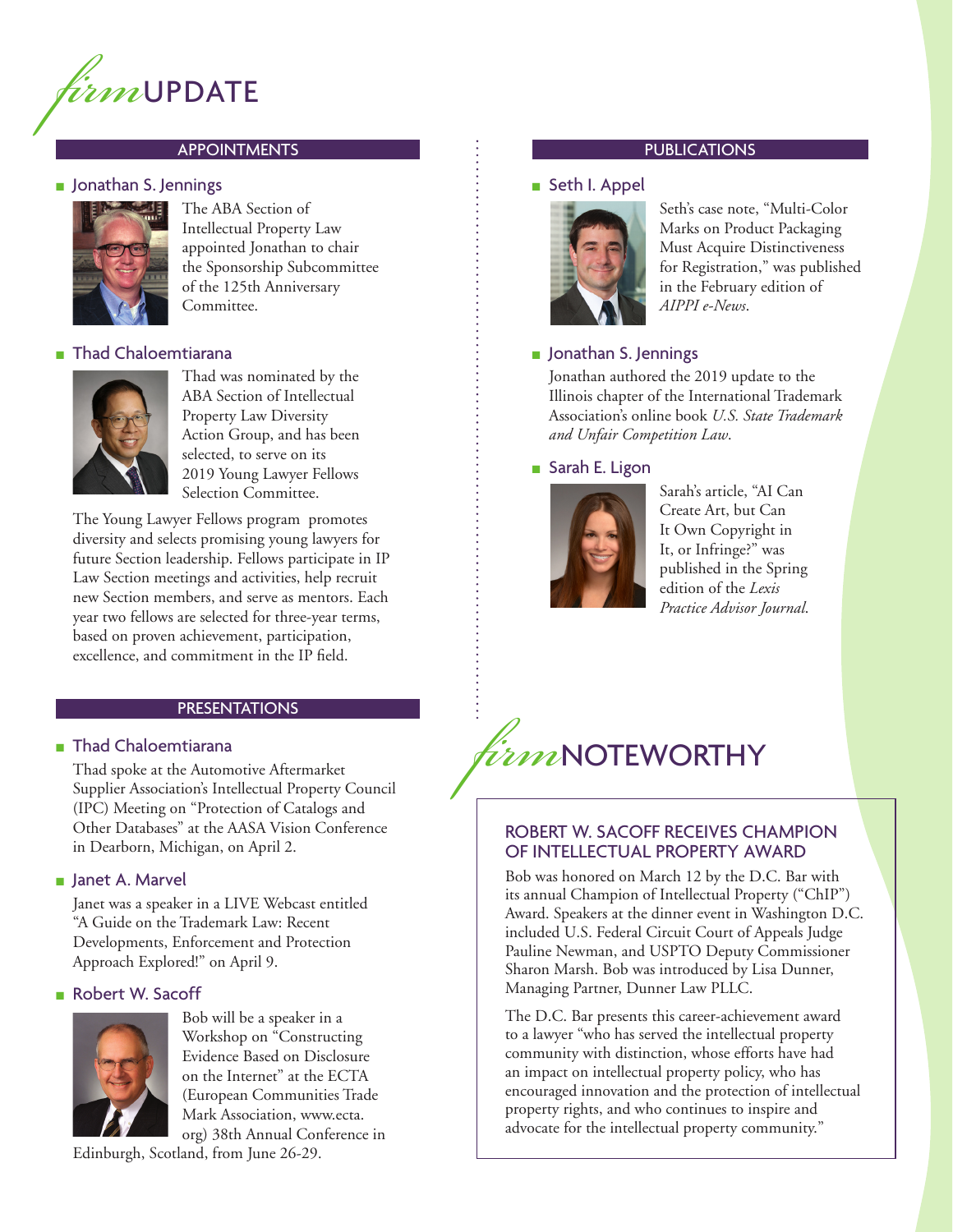# *firm*UPDATE

## APPOINTMENTS

### Jonathan S. Jennings

The ABA Section of Intellectual Property Law appointed Jonathan to chair the Sponsorship Subcommittee of the 125th Anniversary Committee.

### Thad Chaloemtiarana

Thad was nominated by the ABA Section of Intellectual Property Law Diversity Action Group, and has been selected, to serve on its 2019 Young Lawyer Fellows Selection Committee.

The Young Lawyer Fellows program promotes diversity and selects promising young lawyers for future Section leadership. Fellows participate in IP Law Section meetings and activities, help recruit new Section members, and serve as mentors. Each year two fellows are selected for three-year terms, based on proven achievement, participation, excellence, and commitment in the IP field.

## PRESENTATIONS

### Thad Chaloemtiarana

Thad spoke at the Automotive Aftermarket Supplier Association's Intellectual Property Council (IPC) Meeting on "Protection of Catalogs and Other Databases" at the AASA Vision Conference in Dearborn, Michigan, on April 2.

### Janet A. Marvel

Janet was a speaker in a LIVE Webcast entitled "A Guide on the Trademark Law: Recent Developments, Enforcement and Protection Approach Explored!" on April 9.

### Robert W. Sacoff

Bob will be a speaker in a Workshop on "Constructing Evidence Based on Disclosure on the Internet" at the ECTA (European Communities Trade Mark Association, www.ecta.org) 38th Annual Conference in Edinburgh, Scotland, from June 26-29.

## PUBLICATIONS

### Seth I. Appel

Seth's case note, "Multi-Color Marks on Product Packaging Must Acquire Distinctiveness for Registration," was published in the February edition of *AIPPI e-News*.

### Jonathan S. Jennings

Jonathan authored the 2019 update to the Illinois chapter of the International Trademark Association's online book *U.S. State Trademark and Unfair Competition Law*.

### Sarah E. Ligon

Sarah's article, "AI Can Create Art, but Can It Own Copyright in It, or Infringe?" was published in the Spring edition of the *Lexis Practice Advisor Journal*.

# *firm*NOTEWORTHY

## ROBERT W. SACOFF RECEIVES CHAMPION OF INTELLECTUAL PROPERTY AWARD

Bob was honored on March 12 by the D.C. Bar with its annual Champion of Intellectual Property ("ChIP") Award. Speakers at the dinner event in Washington D.C. included U.S. Federal Circuit Court of Appeals Judge Pauline Newman, and USPTO Deputy Commissioner Sharon Marsh. Bob was introduced by Lisa Dunner, Managing Partner, Dunner Law PLLC.

The D.C. Bar presents this career-achievement award to a lawyer "who has served the intellectual property community with distinction, whose efforts have had an impact on intellectual property policy, who has encouraged innovation and the protection of intellectual property rights, and who continues to inspire and advocate for the intellectual property community."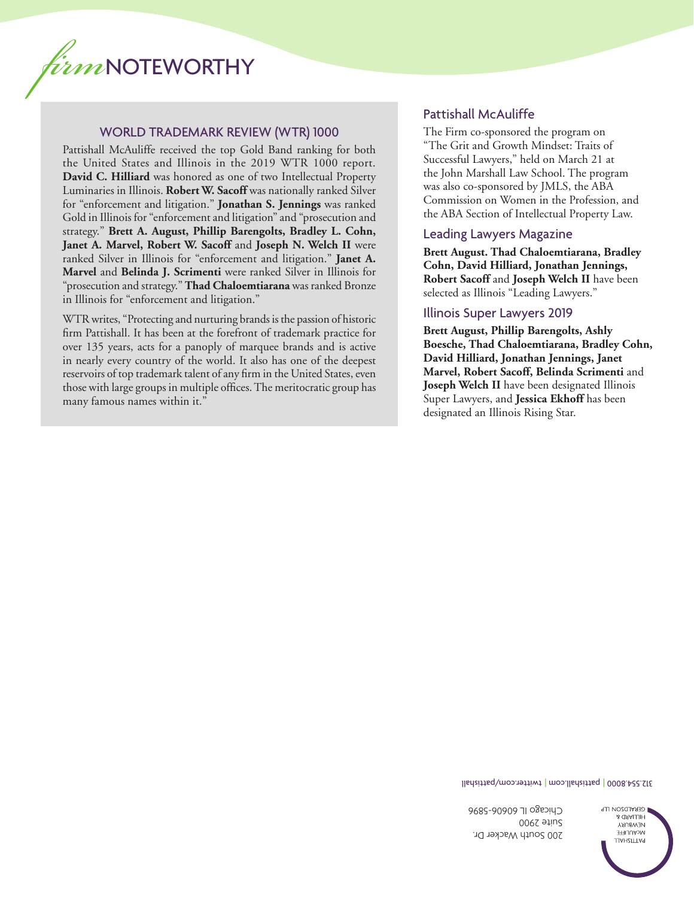# *firm*NOTEWORTHY

## WORLD TRADEMARK REVIEW (WTR) 1000

Pattishall McAuliffe received the top Gold Band ranking for both the United States and Illinois in the 2019 WTR 1000 report. **David C. Hilliard** was honored as one of two Intellectual Property Luminaries in Illinois. **Robert W. Sacoff** was nationally ranked Silver for "enforcement and litigation." **Jonathan S. Jennings** was ranked Gold in Illinois for "enforcement and litigation" and "prosecution and strategy." **Brett A. August, Phillip Barengolts, Bradley L. Cohn, Janet A. Marvel, Robert W. Sacoff** and **Joseph N. Welch II** were ranked Silver in Illinois for "enforcement and litigation." **Janet A. Marvel** and **Belinda J. Scrimenti** were ranked Silver in Illinois for "prosecution and strategy." **Thad Chaloemtiarana** was ranked Bronze in Illinois for "enforcement and litigation."

WTR writes, "Protecting and nurturing brands is the passion of historic firm Pattishall. It has been at the forefront of trademark practice for over 135 years, acts for a panoply of marquee brands and is active in nearly every country of the world. It also has one of the deepest reservoirs of top trademark talent of any firm in the United States, even those with large groups in multiple offices. The meritocratic group has many famous names within it."

## Pattishall McAuliffe

The Firm co-sponsored the program on "The Grit and Growth Mindset: Traits of Successful Lawyers," held on March 21 at the John Marshall Law School. The program was also co-sponsored by JMLS, the ABA Commission on Women in the Profession, and the ABA Section of Intellectual Property Law.

## Leading Lawyers Magazine

**Brett August. Thad Chaloemtiarana, Bradley Cohn, David Hilliard, Jonathan Jennings, Robert Sacoff** and **Joseph Welch II** have been selected as Illinois "Leading Lawyers."

## Illinois Super Lawyers 2019

**Brett August, Phillip Barengolts, Ashly Boesche, Thad Chaloemtiarana, Bradley Cohn, David Hilliard, Jonathan Jennings, Janet Marvel, Robert Sacoff, Belinda Scrimenti** and **Joseph Welch II** have been designated Illinois Super Lawyers, and **Jessica Ekhoff** has been designated an Illinois Rising Star.

PATTISHALL MCAULIFFE NEWBURY HILLIARD & GERALDSON LLP

200 South Wacker Dr.
Suite 2900
Chicago IL 60606-5896

312.554.8000 | pattishall.com | twitter.com/pattishall